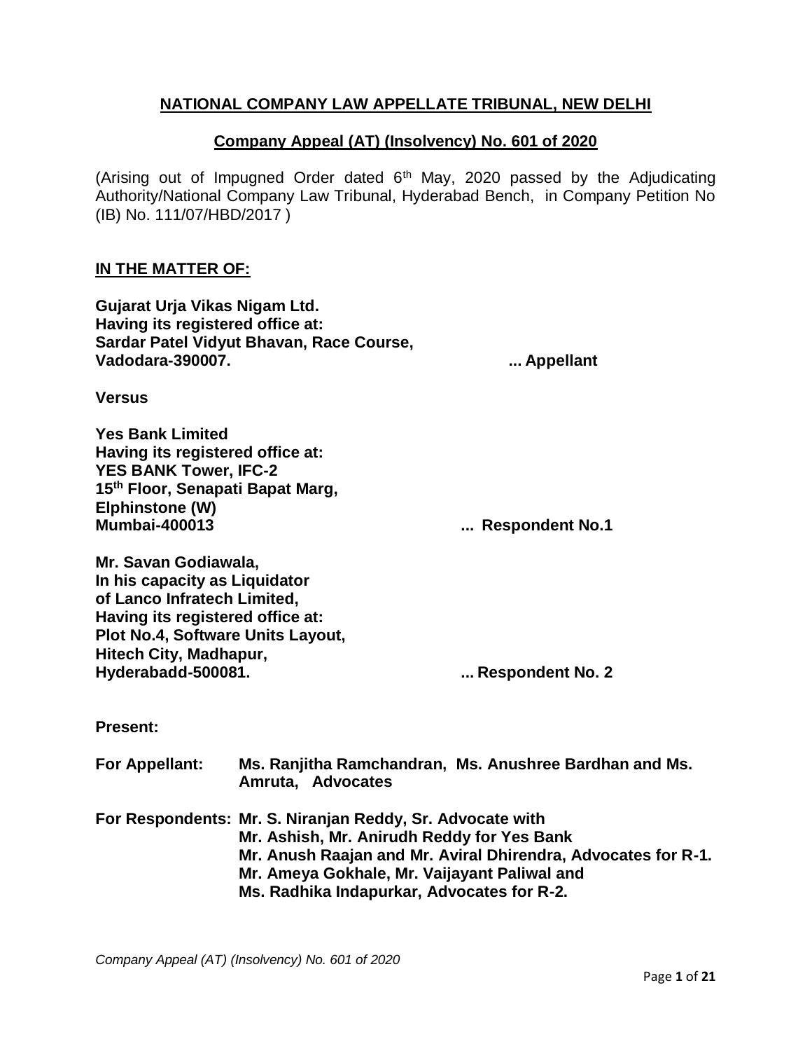## NATIONAL COMPANY LAW APPELLATE TRIBUNAL, NEW DELHI

### Company Appeal (AT) (Insolvency) No. 601 of 2020

(Arising out of Impugned Order dated 6th May, 2020 passed by the Adjudicating Authority/National Company Law Tribunal, Hyderabad Bench, in Company Petition No (IB) No. 111/07/HBD/2017 )

**IN THE MATTER OF:**

**Gujarat Urja Vikas Nigam Ltd.**
**Having its registered office at:**
**Sardar Patel Vidyut Bhavan, Race Course,**
**Vadodara-390007.** **... Appellant**

**Versus**

**Yes Bank Limited**
**Having its registered office at:**
**YES BANK Tower, IFC-2**
**15th Floor, Senapati Bapat Marg,**
**Elphinstone (W)**
**Mumbai-400013** **... Respondent No.1**

**Mr. Savan Godiawala,**
**In his capacity as Liquidator**
**of Lanco Infratech Limited,**
**Having its registered office at:**
**Plot No.4, Software Units Layout,**
**Hitech City, Madhapur,**
**Hyderabadd-500081.** **... Respondent No. 2**

**Present:**

**For Appellant:** **Ms. Ranjitha Ramchandran, Ms. Anushree Bardhan and Ms. Amruta, Advocates**

**For Respondents:** **Mr. S. Niranjan Reddy, Sr. Advocate with**
**Mr. Ashish, Mr. Anirudh Reddy for Yes Bank**
**Mr. Anush Raajan and Mr. Aviral Dhirendra, Advocates for R-1.**
**Mr. Ameya Gokhale, Mr. Vaijayant Paliwal and**
**Ms. Radhika Indapurkar, Advocates for R-2.**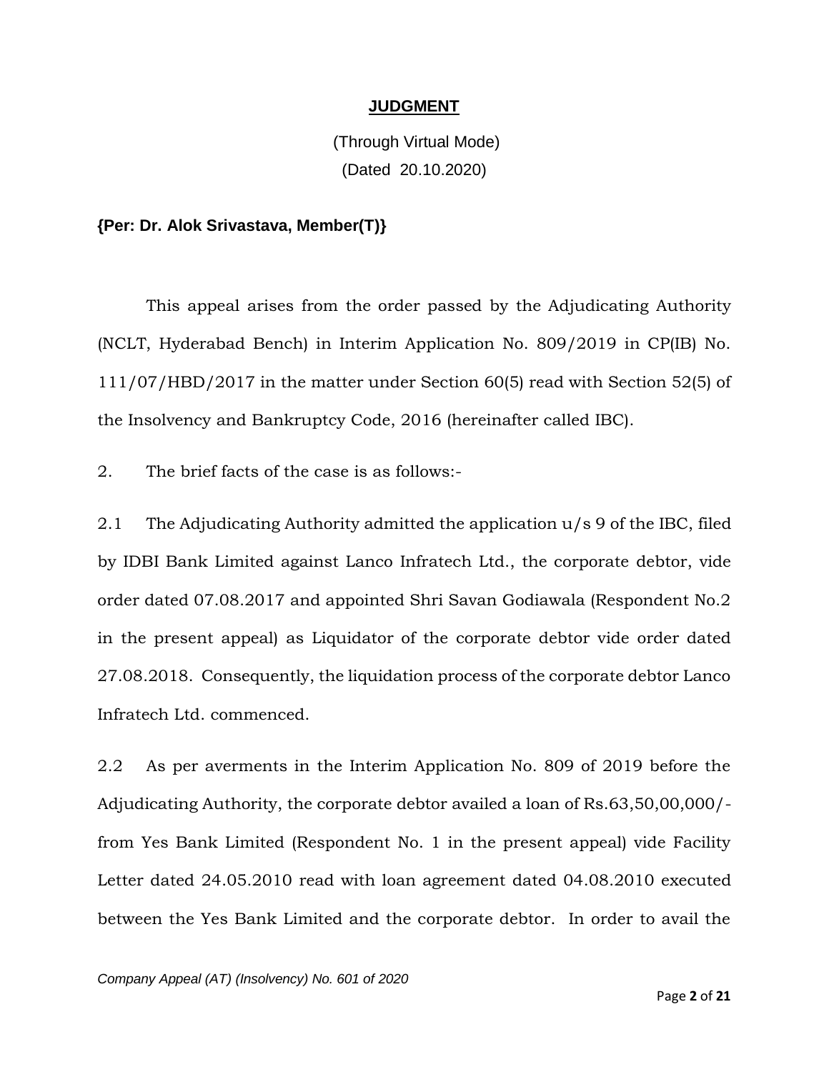## JUDGMENT

(Through Virtual Mode)
(Dated 20.10.2020)

**{Per: Dr. Alok Srivastava, Member(T)}**

This appeal arises from the order passed by the Adjudicating Authority (NCLT, Hyderabad Bench) in Interim Application No. 809/2019 in CP(IB) No. 111/07/HBD/2017 in the matter under Section 60(5) read with Section 52(5) of the Insolvency and Bankruptcy Code, 2016 (hereinafter called IBC).

2. The brief facts of the case is as follows:-

2.1 The Adjudicating Authority admitted the application u/s 9 of the IBC, filed by IDBI Bank Limited against Lanco Infratech Ltd., the corporate debtor, vide order dated 07.08.2017 and appointed Shri Savan Godiawala (Respondent No.2 in the present appeal) as Liquidator of the corporate debtor vide order dated 27.08.2018. Consequently, the liquidation process of the corporate debtor Lanco Infratech Ltd. commenced.

2.2 As per averments in the Interim Application No. 809 of 2019 before the Adjudicating Authority, the corporate debtor availed a loan of Rs.63,50,00,000/- from Yes Bank Limited (Respondent No. 1 in the present appeal) vide Facility Letter dated 24.05.2010 read with loan agreement dated 04.08.2010 executed between the Yes Bank Limited and the corporate debtor. In order to avail the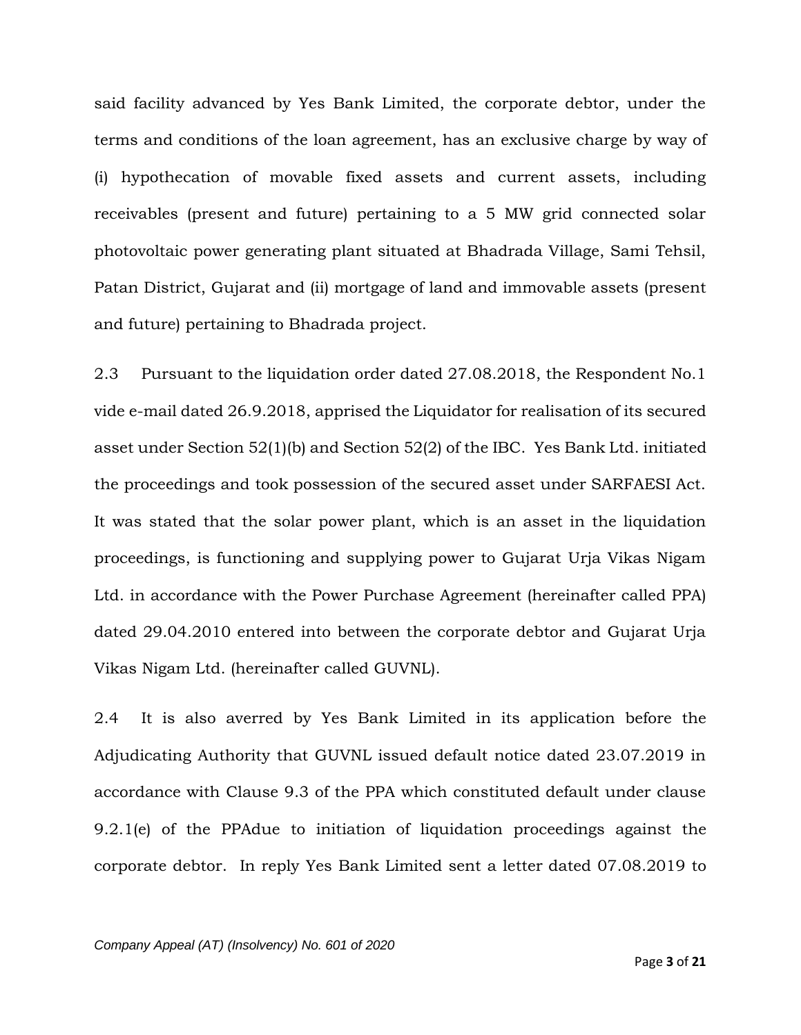said facility advanced by Yes Bank Limited, the corporate debtor, under the terms and conditions of the loan agreement, has an exclusive charge by way of (i) hypothecation of movable fixed assets and current assets, including receivables (present and future) pertaining to a 5 MW grid connected solar photovoltaic power generating plant situated at Bhadrada Village, Sami Tehsil, Patan District, Gujarat and (ii) mortgage of land and immovable assets (present and future) pertaining to Bhadrada project.

2.3 Pursuant to the liquidation order dated 27.08.2018, the Respondent No.1 vide e-mail dated 26.9.2018, apprised the Liquidator for realisation of its secured asset under Section 52(1)(b) and Section 52(2) of the IBC. Yes Bank Ltd. initiated the proceedings and took possession of the secured asset under SARFAESI Act. It was stated that the solar power plant, which is an asset in the liquidation proceedings, is functioning and supplying power to Gujarat Urja Vikas Nigam Ltd. in accordance with the Power Purchase Agreement (hereinafter called PPA) dated 29.04.2010 entered into between the corporate debtor and Gujarat Urja Vikas Nigam Ltd. (hereinafter called GUVNL).

2.4 It is also averred by Yes Bank Limited in its application before the Adjudicating Authority that GUVNL issued default notice dated 23.07.2019 in accordance with Clause 9.3 of the PPA which constituted default under clause 9.2.1(e) of the PPAdue to initiation of liquidation proceedings against the corporate debtor. In reply Yes Bank Limited sent a letter dated 07.08.2019 to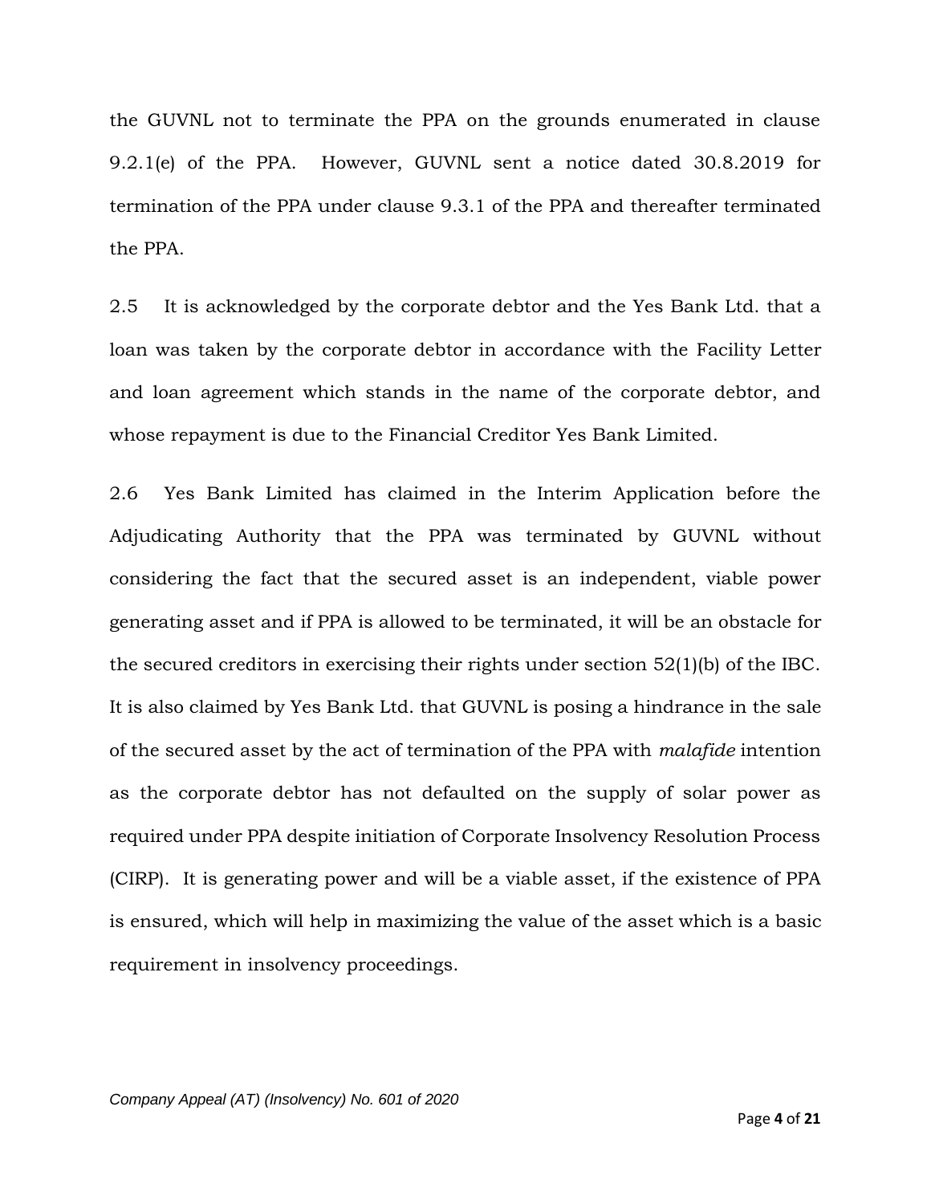the GUVNL not to terminate the PPA on the grounds enumerated in clause 9.2.1(e) of the PPA. However, GUVNL sent a notice dated 30.8.2019 for termination of the PPA under clause 9.3.1 of the PPA and thereafter terminated the PPA.

2.5 It is acknowledged by the corporate debtor and the Yes Bank Ltd. that a loan was taken by the corporate debtor in accordance with the Facility Letter and loan agreement which stands in the name of the corporate debtor, and whose repayment is due to the Financial Creditor Yes Bank Limited.

2.6 Yes Bank Limited has claimed in the Interim Application before the Adjudicating Authority that the PPA was terminated by GUVNL without considering the fact that the secured asset is an independent, viable power generating asset and if PPA is allowed to be terminated, it will be an obstacle for the secured creditors in exercising their rights under section 52(1)(b) of the IBC. It is also claimed by Yes Bank Ltd. that GUVNL is posing a hindrance in the sale of the secured asset by the act of termination of the PPA with *malafide* intention as the corporate debtor has not defaulted on the supply of solar power as required under PPA despite initiation of Corporate Insolvency Resolution Process (CIRP). It is generating power and will be a viable asset, if the existence of PPA is ensured, which will help in maximizing the value of the asset which is a basic requirement in insolvency proceedings.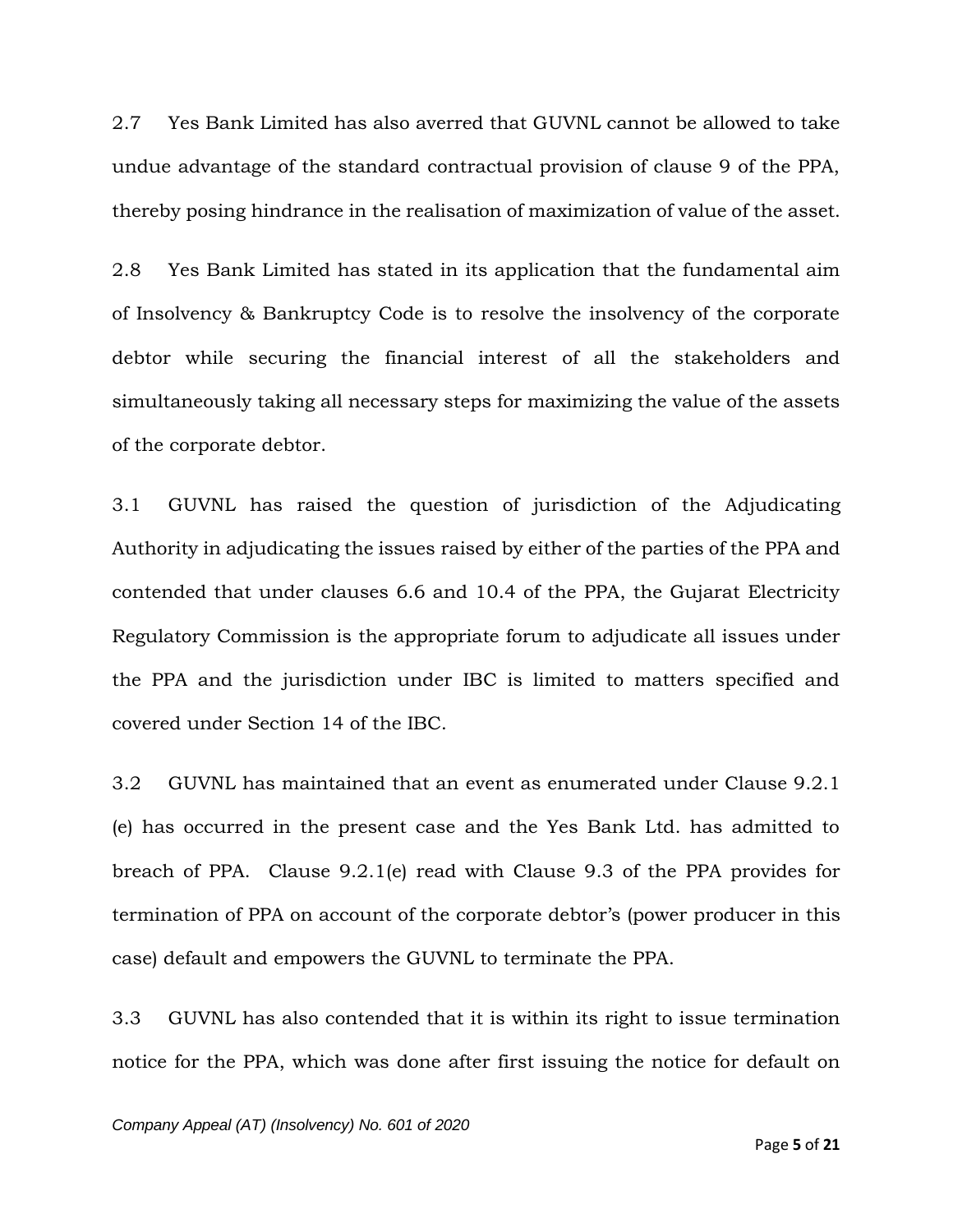2.7 Yes Bank Limited has also averred that GUVNL cannot be allowed to take undue advantage of the standard contractual provision of clause 9 of the PPA, thereby posing hindrance in the realisation of maximization of value of the asset.

2.8 Yes Bank Limited has stated in its application that the fundamental aim of Insolvency & Bankruptcy Code is to resolve the insolvency of the corporate debtor while securing the financial interest of all the stakeholders and simultaneously taking all necessary steps for maximizing the value of the assets of the corporate debtor.

3.1 GUVNL has raised the question of jurisdiction of the Adjudicating Authority in adjudicating the issues raised by either of the parties of the PPA and contended that under clauses 6.6 and 10.4 of the PPA, the Gujarat Electricity Regulatory Commission is the appropriate forum to adjudicate all issues under the PPA and the jurisdiction under IBC is limited to matters specified and covered under Section 14 of the IBC.

3.2 GUVNL has maintained that an event as enumerated under Clause 9.2.1 (e) has occurred in the present case and the Yes Bank Ltd. has admitted to breach of PPA. Clause 9.2.1(e) read with Clause 9.3 of the PPA provides for termination of PPA on account of the corporate debtor's (power producer in this case) default and empowers the GUVNL to terminate the PPA.

3.3 GUVNL has also contended that it is within its right to issue termination notice for the PPA, which was done after first issuing the notice for default on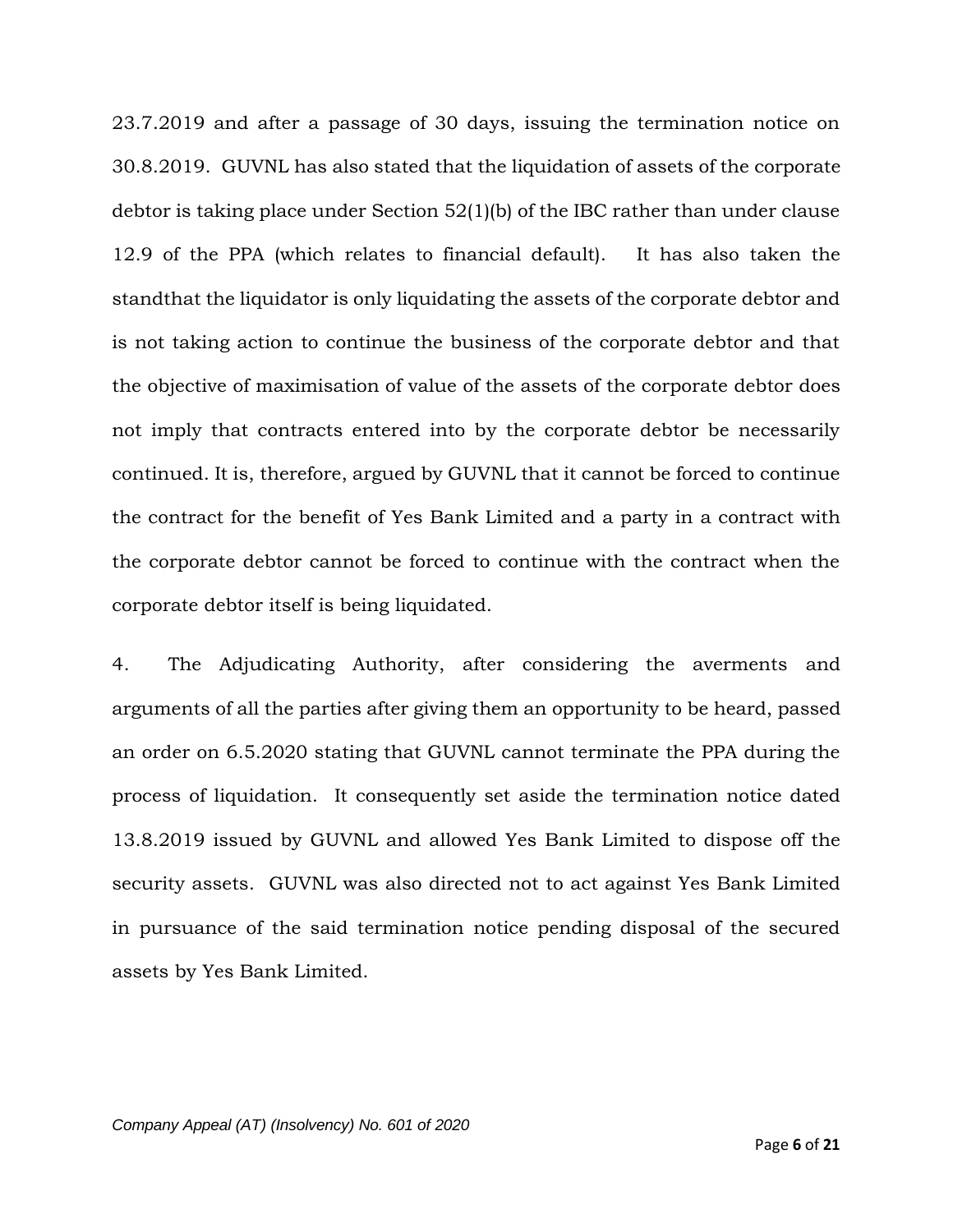23.7.2019 and after a passage of 30 days, issuing the termination notice on 30.8.2019. GUVNL has also stated that the liquidation of assets of the corporate debtor is taking place under Section 52(1)(b) of the IBC rather than under clause 12.9 of the PPA (which relates to financial default). It has also taken the standthat the liquidator is only liquidating the assets of the corporate debtor and is not taking action to continue the business of the corporate debtor and that the objective of maximisation of value of the assets of the corporate debtor does not imply that contracts entered into by the corporate debtor be necessarily continued. It is, therefore, argued by GUVNL that it cannot be forced to continue the contract for the benefit of Yes Bank Limited and a party in a contract with the corporate debtor cannot be forced to continue with the contract when the corporate debtor itself is being liquidated.

4. The Adjudicating Authority, after considering the averments and arguments of all the parties after giving them an opportunity to be heard, passed an order on 6.5.2020 stating that GUVNL cannot terminate the PPA during the process of liquidation. It consequently set aside the termination notice dated 13.8.2019 issued by GUVNL and allowed Yes Bank Limited to dispose off the security assets. GUVNL was also directed not to act against Yes Bank Limited in pursuance of the said termination notice pending disposal of the secured assets by Yes Bank Limited.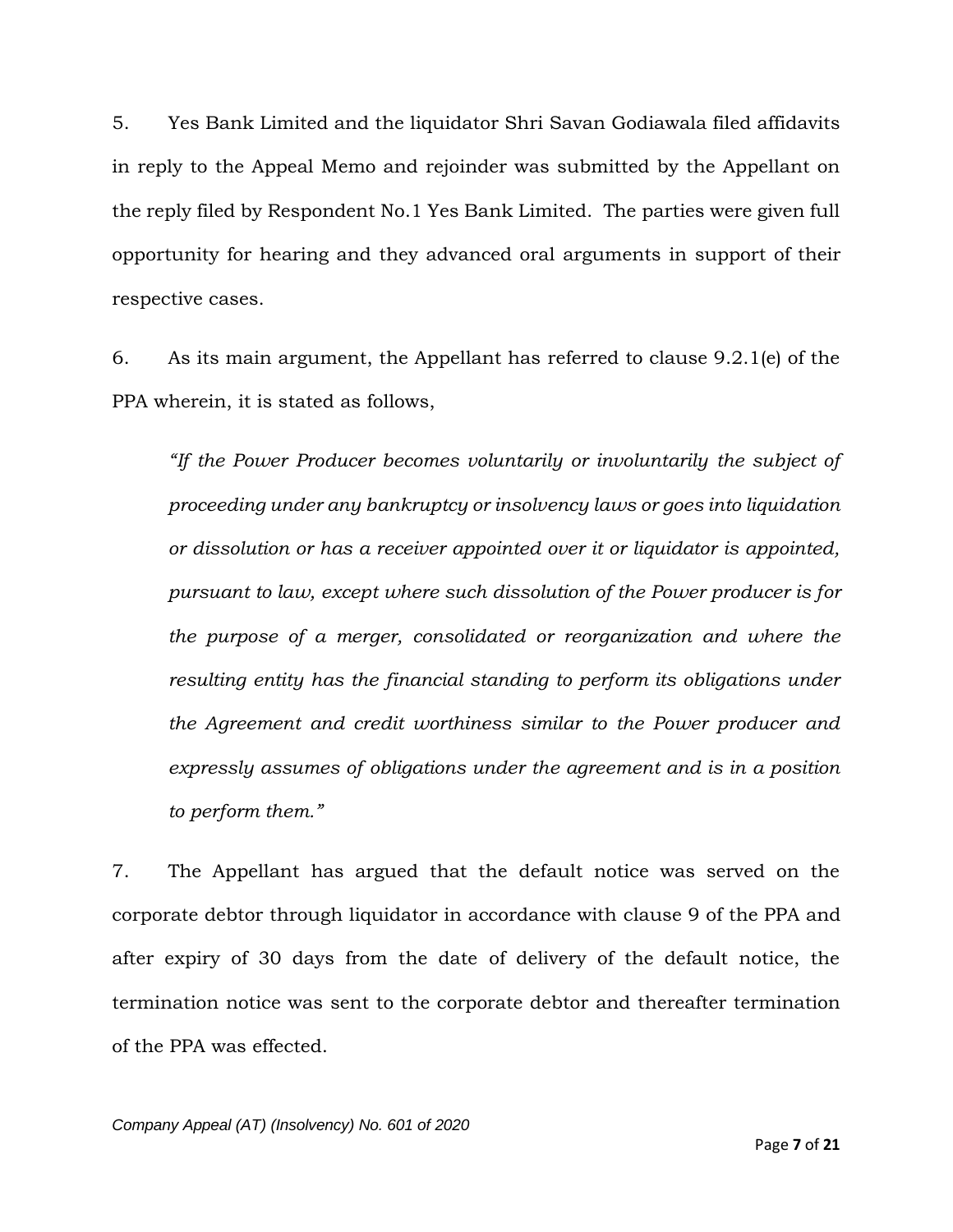5. Yes Bank Limited and the liquidator Shri Savan Godiawala filed affidavits in reply to the Appeal Memo and rejoinder was submitted by the Appellant on the reply filed by Respondent No.1 Yes Bank Limited. The parties were given full opportunity for hearing and they advanced oral arguments in support of their respective cases.

6. As its main argument, the Appellant has referred to clause 9.2.1(e) of the PPA wherein, it is stated as follows,

> *"If the Power Producer becomes voluntarily or involuntarily the subject of proceeding under any bankruptcy or insolvency laws or goes into liquidation or dissolution or has a receiver appointed over it or liquidator is appointed, pursuant to law, except where such dissolution of the Power producer is for the purpose of a merger, consolidated or reorganization and where the resulting entity has the financial standing to perform its obligations under the Agreement and credit worthiness similar to the Power producer and expressly assumes of obligations under the agreement and is in a position to perform them."*

7. The Appellant has argued that the default notice was served on the corporate debtor through liquidator in accordance with clause 9 of the PPA and after expiry of 30 days from the date of delivery of the default notice, the termination notice was sent to the corporate debtor and thereafter termination of the PPA was effected.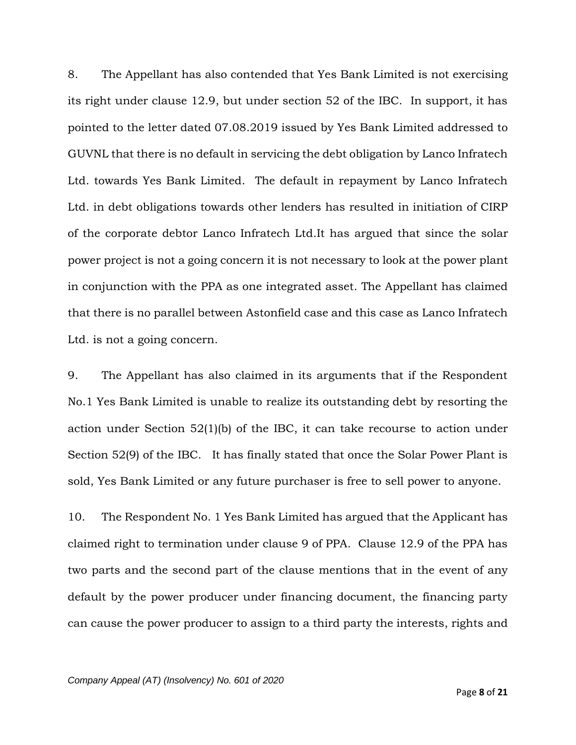8. The Appellant has also contended that Yes Bank Limited is not exercising its right under clause 12.9, but under section 52 of the IBC. In support, it has pointed to the letter dated 07.08.2019 issued by Yes Bank Limited addressed to GUVNL that there is no default in servicing the debt obligation by Lanco Infratech Ltd. towards Yes Bank Limited. The default in repayment by Lanco Infratech Ltd. in debt obligations towards other lenders has resulted in initiation of CIRP of the corporate debtor Lanco Infratech Ltd.It has argued that since the solar power project is not a going concern it is not necessary to look at the power plant in conjunction with the PPA as one integrated asset. The Appellant has claimed that there is no parallel between Astonfield case and this case as Lanco Infratech Ltd. is not a going concern.

9. The Appellant has also claimed in its arguments that if the Respondent No.1 Yes Bank Limited is unable to realize its outstanding debt by resorting the action under Section 52(1)(b) of the IBC, it can take recourse to action under Section 52(9) of the IBC. It has finally stated that once the Solar Power Plant is sold, Yes Bank Limited or any future purchaser is free to sell power to anyone.

10. The Respondent No. 1 Yes Bank Limited has argued that the Applicant has claimed right to termination under clause 9 of PPA. Clause 12.9 of the PPA has two parts and the second part of the clause mentions that in the event of any default by the power producer under financing document, the financing party can cause the power producer to assign to a third party the interests, rights and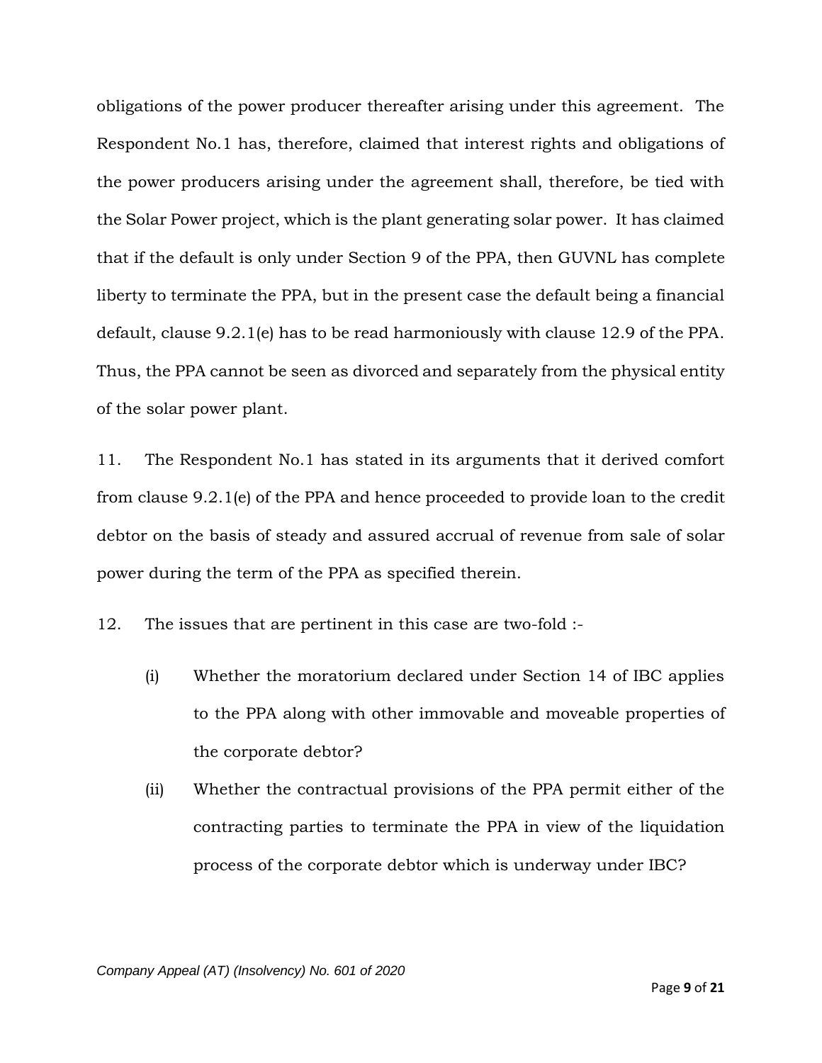obligations of the power producer thereafter arising under this agreement. The Respondent No.1 has, therefore, claimed that interest rights and obligations of the power producers arising under the agreement shall, therefore, be tied with the Solar Power project, which is the plant generating solar power. It has claimed that if the default is only under Section 9 of the PPA, then GUVNL has complete liberty to terminate the PPA, but in the present case the default being a financial default, clause 9.2.1(e) has to be read harmoniously with clause 12.9 of the PPA. Thus, the PPA cannot be seen as divorced and separately from the physical entity of the solar power plant.

11. The Respondent No.1 has stated in its arguments that it derived comfort from clause 9.2.1(e) of the PPA and hence proceeded to provide loan to the credit debtor on the basis of steady and assured accrual of revenue from sale of solar power during the term of the PPA as specified therein.

12. The issues that are pertinent in this case are two-fold :-

(i) Whether the moratorium declared under Section 14 of IBC applies to the PPA along with other immovable and moveable properties of the corporate debtor?

(ii) Whether the contractual provisions of the PPA permit either of the contracting parties to terminate the PPA in view of the liquidation process of the corporate debtor which is underway under IBC?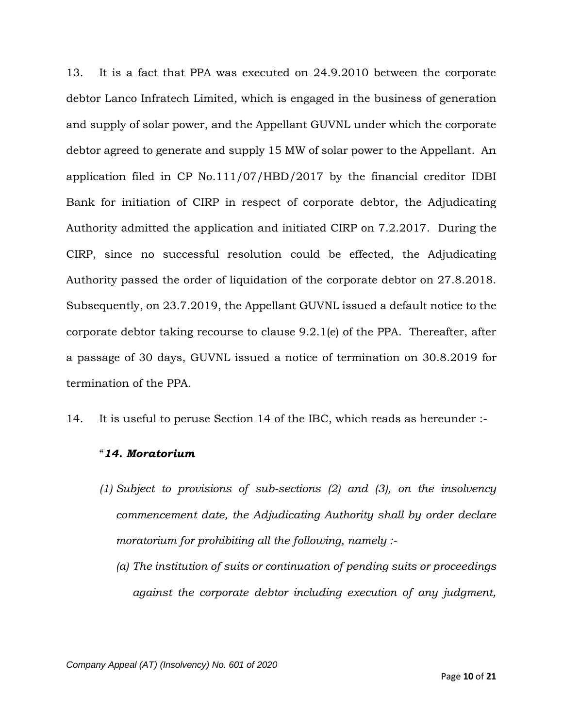13. It is a fact that PPA was executed on 24.9.2010 between the corporate debtor Lanco Infratech Limited, which is engaged in the business of generation and supply of solar power, and the Appellant GUVNL under which the corporate debtor agreed to generate and supply 15 MW of solar power to the Appellant. An application filed in CP No.111/07/HBD/2017 by the financial creditor IDBI Bank for initiation of CIRP in respect of corporate debtor, the Adjudicating Authority admitted the application and initiated CIRP on 7.2.2017. During the CIRP, since no successful resolution could be effected, the Adjudicating Authority passed the order of liquidation of the corporate debtor on 27.8.2018. Subsequently, on 23.7.2019, the Appellant GUVNL issued a default notice to the corporate debtor taking recourse to clause 9.2.1(e) of the PPA. Thereafter, after a passage of 30 days, GUVNL issued a notice of termination on 30.8.2019 for termination of the PPA.

14. It is useful to peruse Section 14 of the IBC, which reads as hereunder :-

"***14. Moratorium***

*(1) Subject to provisions of sub-sections (2) and (3), on the insolvency commencement date, the Adjudicating Authority shall by order declare moratorium for prohibiting all the following, namely :-*

*(a) The institution of suits or continuation of pending suits or proceedings against the corporate debtor including execution of any judgment,*

*Company Appeal (AT) (Insolvency) No. 601 of 2020*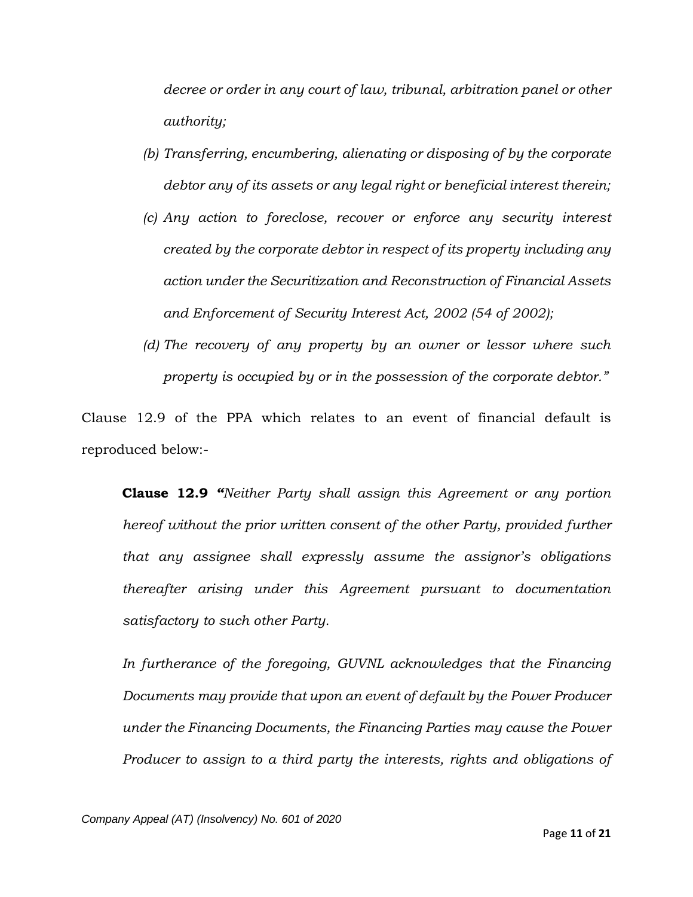*decree or order in any court of law, tribunal, arbitration panel or other authority;*

*(b) Transferring, encumbering, alienating or disposing of by the corporate debtor any of its assets or any legal right or beneficial interest therein;*

*(c) Any action to foreclose, recover or enforce any security interest created by the corporate debtor in respect of its property including any action under the Securitization and Reconstruction of Financial Assets and Enforcement of Security Interest Act, 2002 (54 of 2002);*

*(d) The recovery of any property by an owner or lessor where such property is occupied by or in the possession of the corporate debtor."*

Clause 12.9 of the PPA which relates to an event of financial default is reproduced below:-

> **Clause 12.9 "***Neither Party shall assign this Agreement or any portion hereof without the prior written consent of the other Party, provided further that any assignee shall expressly assume the assignor's obligations thereafter arising under this Agreement pursuant to documentation satisfactory to such other Party.*
>
> *In furtherance of the foregoing, GUVNL acknowledges that the Financing Documents may provide that upon an event of default by the Power Producer under the Financing Documents, the Financing Parties may cause the Power Producer to assign to a third party the interests, rights and obligations of*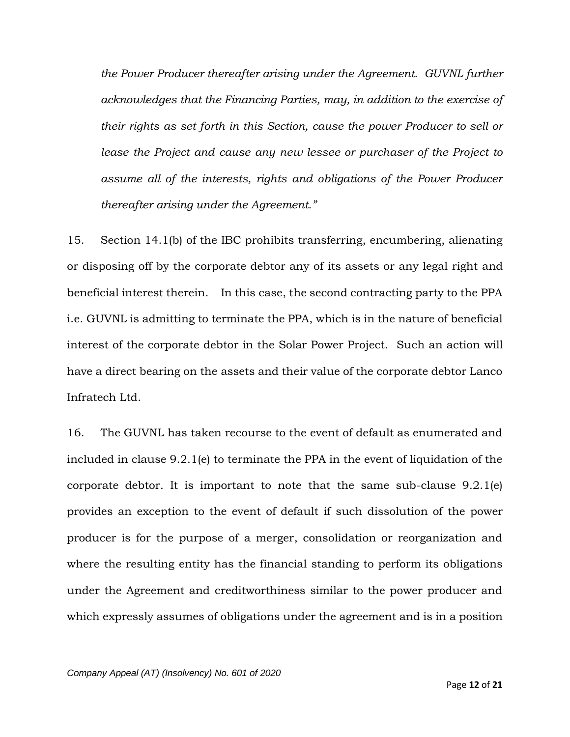*the Power Producer thereafter arising under the Agreement. GUVNL further acknowledges that the Financing Parties, may, in addition to the exercise of their rights as set forth in this Section, cause the power Producer to sell or lease the Project and cause any new lessee or purchaser of the Project to assume all of the interests, rights and obligations of the Power Producer thereafter arising under the Agreement."*

15. Section 14.1(b) of the IBC prohibits transferring, encumbering, alienating or disposing off by the corporate debtor any of its assets or any legal right and beneficial interest therein. In this case, the second contracting party to the PPA i.e. GUVNL is admitting to terminate the PPA, which is in the nature of beneficial interest of the corporate debtor in the Solar Power Project. Such an action will have a direct bearing on the assets and their value of the corporate debtor Lanco Infratech Ltd.

16. The GUVNL has taken recourse to the event of default as enumerated and included in clause 9.2.1(e) to terminate the PPA in the event of liquidation of the corporate debtor. It is important to note that the same sub-clause 9.2.1(e) provides an exception to the event of default if such dissolution of the power producer is for the purpose of a merger, consolidation or reorganization and where the resulting entity has the financial standing to perform its obligations under the Agreement and creditworthiness similar to the power producer and which expressly assumes of obligations under the agreement and is in a position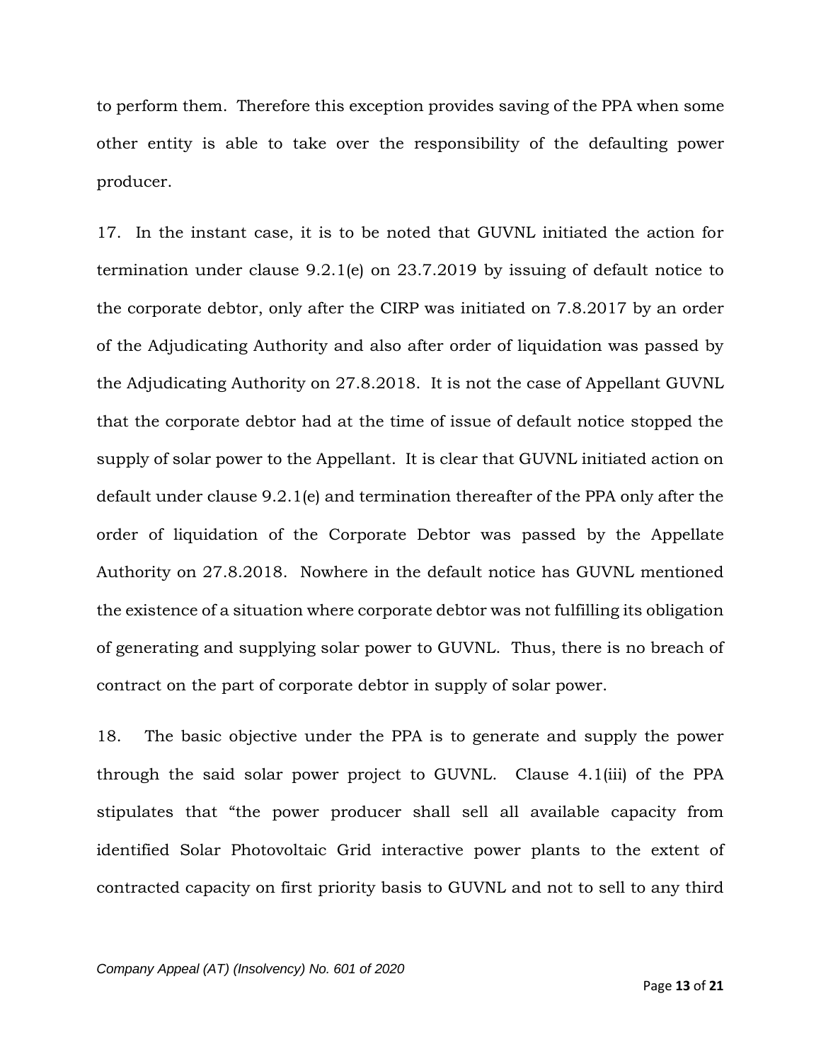to perform them. Therefore this exception provides saving of the PPA when some other entity is able to take over the responsibility of the defaulting power producer.

17. In the instant case, it is to be noted that GUVNL initiated the action for termination under clause 9.2.1(e) on 23.7.2019 by issuing of default notice to the corporate debtor, only after the CIRP was initiated on 7.8.2017 by an order of the Adjudicating Authority and also after order of liquidation was passed by the Adjudicating Authority on 27.8.2018. It is not the case of Appellant GUVNL that the corporate debtor had at the time of issue of default notice stopped the supply of solar power to the Appellant. It is clear that GUVNL initiated action on default under clause 9.2.1(e) and termination thereafter of the PPA only after the order of liquidation of the Corporate Debtor was passed by the Appellate Authority on 27.8.2018. Nowhere in the default notice has GUVNL mentioned the existence of a situation where corporate debtor was not fulfilling its obligation of generating and supplying solar power to GUVNL. Thus, there is no breach of contract on the part of corporate debtor in supply of solar power.

18. The basic objective under the PPA is to generate and supply the power through the said solar power project to GUVNL. Clause 4.1(iii) of the PPA stipulates that "the power producer shall sell all available capacity from identified Solar Photovoltaic Grid interactive power plants to the extent of contracted capacity on first priority basis to GUVNL and not to sell to any third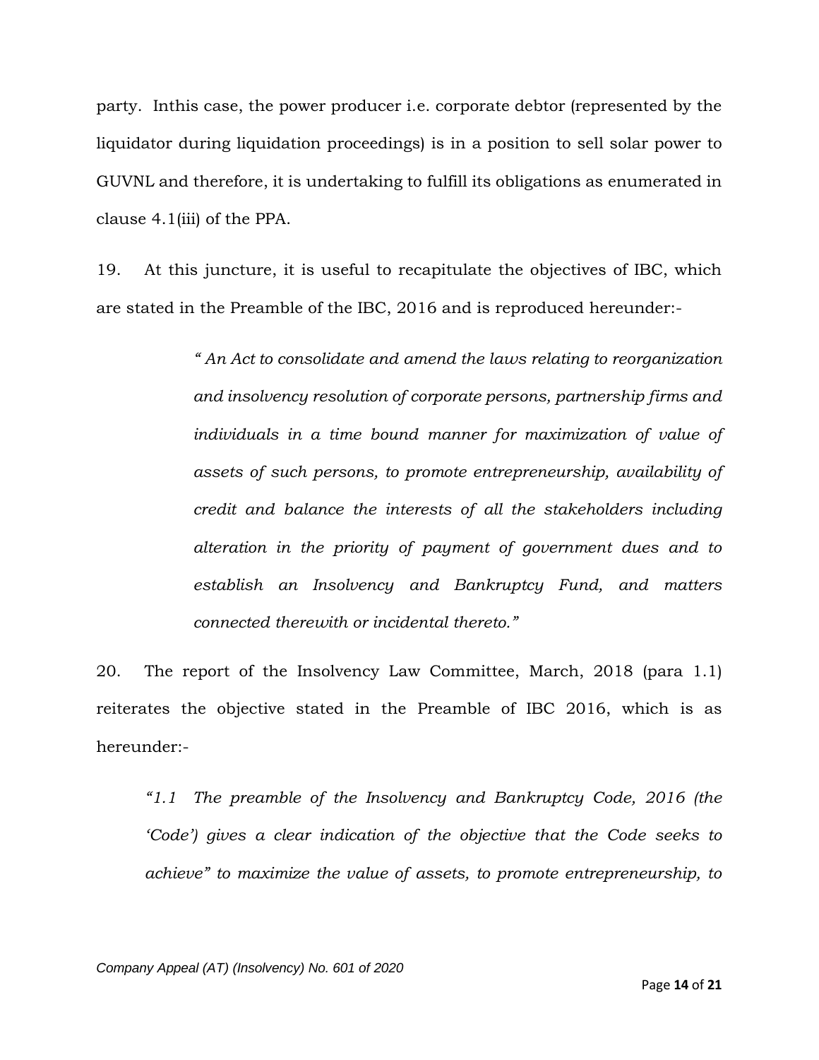party. Inthis case, the power producer i.e. corporate debtor (represented by the liquidator during liquidation proceedings) is in a position to sell solar power to GUVNL and therefore, it is undertaking to fulfill its obligations as enumerated in clause 4.1(iii) of the PPA.

19. At this juncture, it is useful to recapitulate the objectives of IBC, which are stated in the Preamble of the IBC, 2016 and is reproduced hereunder:-

> *" An Act to consolidate and amend the laws relating to reorganization and insolvency resolution of corporate persons, partnership firms and individuals in a time bound manner for maximization of value of assets of such persons, to promote entrepreneurship, availability of credit and balance the interests of all the stakeholders including alteration in the priority of payment of government dues and to establish an Insolvency and Bankruptcy Fund, and matters connected therewith or incidental thereto."*

20. The report of the Insolvency Law Committee, March, 2018 (para 1.1) reiterates the objective stated in the Preamble of IBC 2016, which is as hereunder:-

> *"1.1 The preamble of the Insolvency and Bankruptcy Code, 2016 (the 'Code') gives a clear indication of the objective that the Code seeks to achieve" to maximize the value of assets, to promote entrepreneurship, to*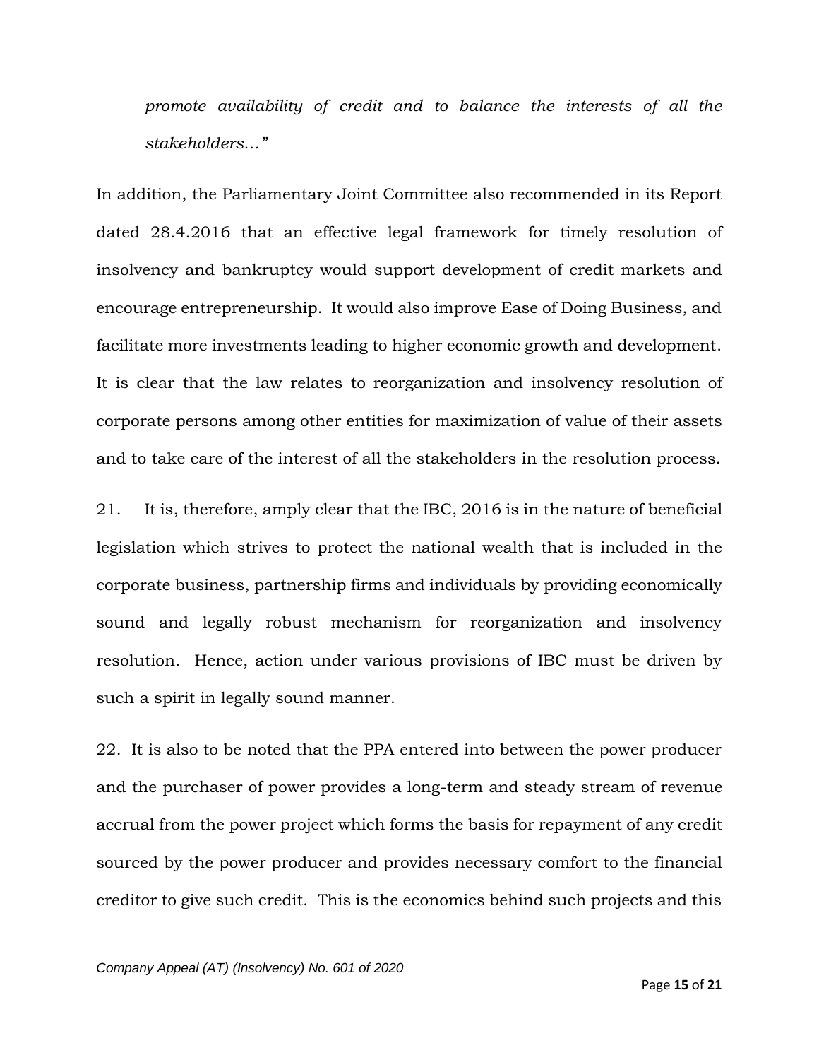*promote availability of credit and to balance the interests of all the stakeholders…"*

In addition, the Parliamentary Joint Committee also recommended in its Report dated 28.4.2016 that an effective legal framework for timely resolution of insolvency and bankruptcy would support development of credit markets and encourage entrepreneurship. It would also improve Ease of Doing Business, and facilitate more investments leading to higher economic growth and development. It is clear that the law relates to reorganization and insolvency resolution of corporate persons among other entities for maximization of value of their assets and to take care of the interest of all the stakeholders in the resolution process.

21. It is, therefore, amply clear that the IBC, 2016 is in the nature of beneficial legislation which strives to protect the national wealth that is included in the corporate business, partnership firms and individuals by providing economically sound and legally robust mechanism for reorganization and insolvency resolution. Hence, action under various provisions of IBC must be driven by such a spirit in legally sound manner.

22. It is also to be noted that the PPA entered into between the power producer and the purchaser of power provides a long-term and steady stream of revenue accrual from the power project which forms the basis for repayment of any credit sourced by the power producer and provides necessary comfort to the financial creditor to give such credit. This is the economics behind such projects and this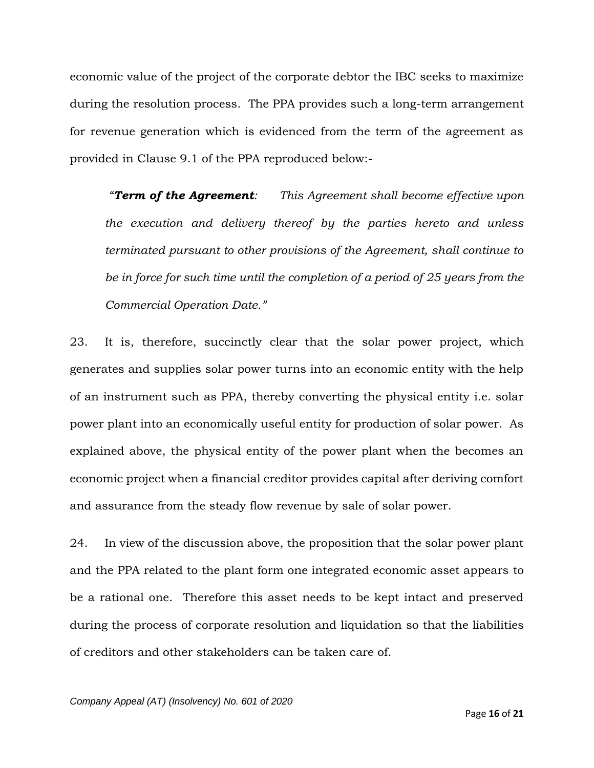economic value of the project of the corporate debtor the IBC seeks to maximize during the resolution process. The PPA provides such a long-term arrangement for revenue generation which is evidenced from the term of the agreement as provided in Clause 9.1 of the PPA reproduced below:-

> *"**Term of the Agreement**: This Agreement shall become effective upon the execution and delivery thereof by the parties hereto and unless terminated pursuant to other provisions of the Agreement, shall continue to be in force for such time until the completion of a period of 25 years from the Commercial Operation Date."*

23. It is, therefore, succinctly clear that the solar power project, which generates and supplies solar power turns into an economic entity with the help of an instrument such as PPA, thereby converting the physical entity i.e. solar power plant into an economically useful entity for production of solar power. As explained above, the physical entity of the power plant when the becomes an economic project when a financial creditor provides capital after deriving comfort and assurance from the steady flow revenue by sale of solar power.

24. In view of the discussion above, the proposition that the solar power plant and the PPA related to the plant form one integrated economic asset appears to be a rational one. Therefore this asset needs to be kept intact and preserved during the process of corporate resolution and liquidation so that the liabilities of creditors and other stakeholders can be taken care of.

*Company Appeal (AT) (Insolvency) No. 601 of 2020*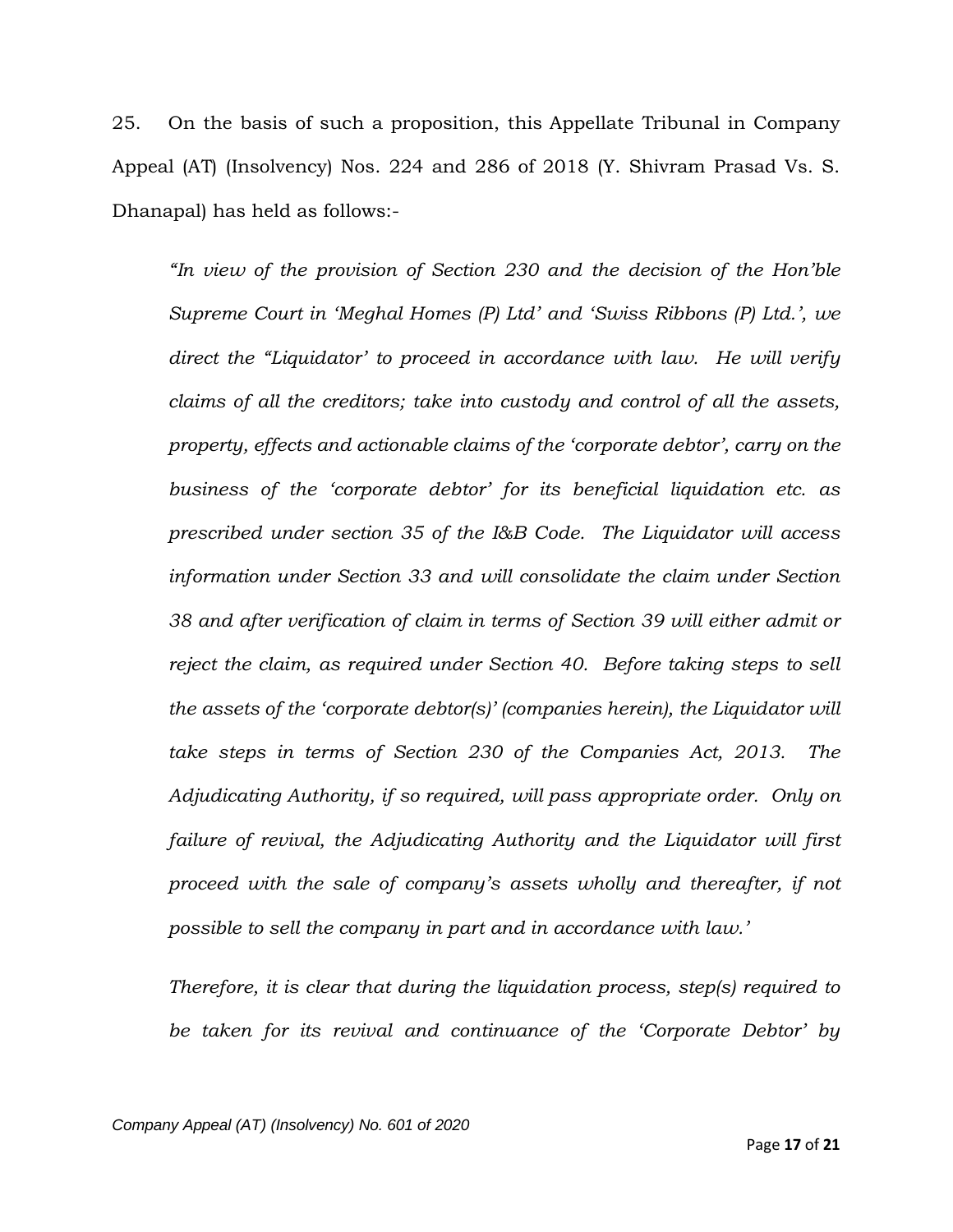25. On the basis of such a proposition, this Appellate Tribunal in Company Appeal (AT) (Insolvency) Nos. 224 and 286 of 2018 (Y. Shivram Prasad Vs. S. Dhanapal) has held as follows:-

> *"In view of the provision of Section 230 and the decision of the Hon'ble Supreme Court in 'Meghal Homes (P) Ltd' and 'Swiss Ribbons (P) Ltd.', we direct the "Liquidator' to proceed in accordance with law. He will verify claims of all the creditors; take into custody and control of all the assets, property, effects and actionable claims of the 'corporate debtor', carry on the business of the 'corporate debtor' for its beneficial liquidation etc. as prescribed under section 35 of the I&B Code. The Liquidator will access information under Section 33 and will consolidate the claim under Section 38 and after verification of claim in terms of Section 39 will either admit or reject the claim, as required under Section 40. Before taking steps to sell the assets of the 'corporate debtor(s)' (companies herein), the Liquidator will take steps in terms of Section 230 of the Companies Act, 2013. The Adjudicating Authority, if so required, will pass appropriate order. Only on failure of revival, the Adjudicating Authority and the Liquidator will first proceed with the sale of company's assets wholly and thereafter, if not possible to sell the company in part and in accordance with law.'*
>
> *Therefore, it is clear that during the liquidation process, step(s) required to be taken for its revival and continuance of the 'Corporate Debtor' by*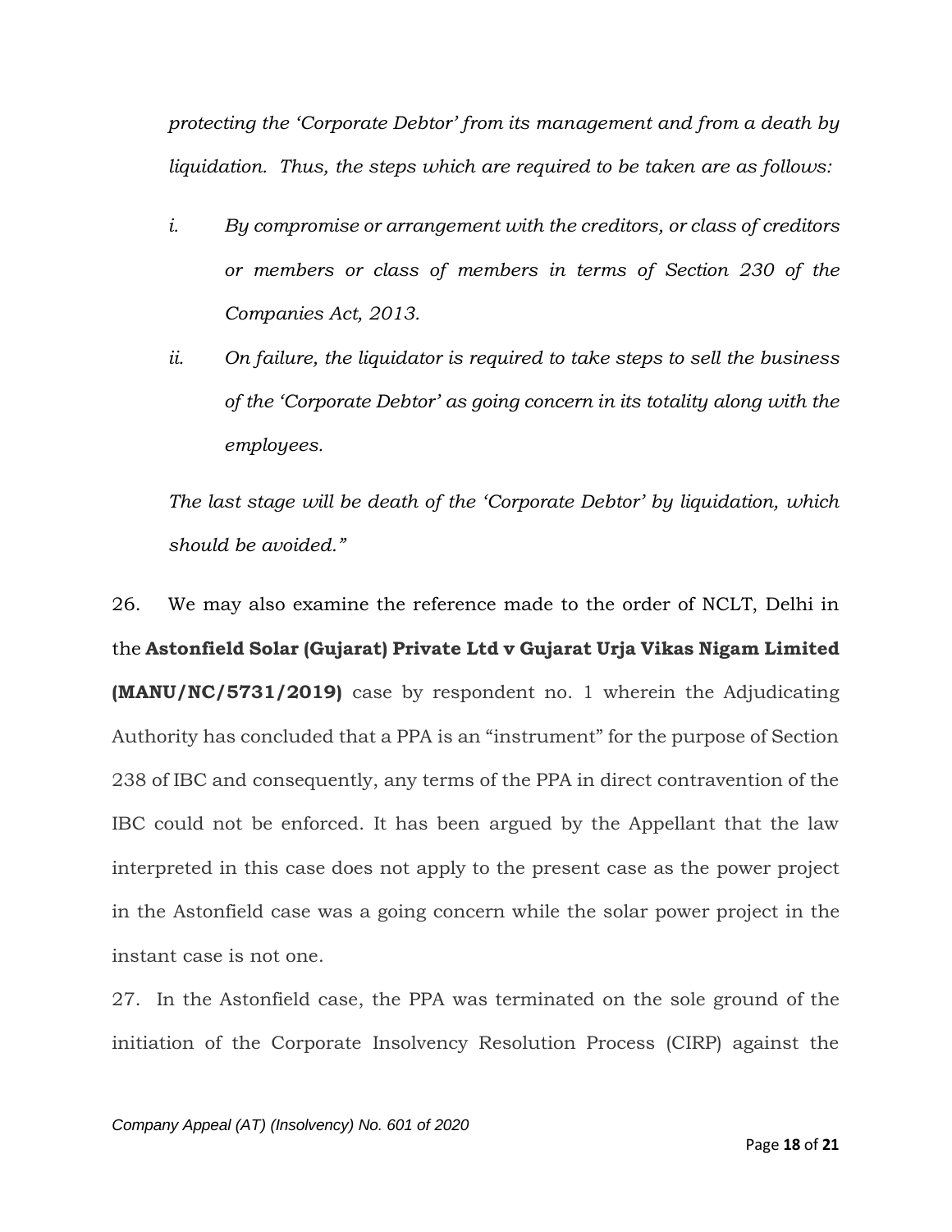*protecting the 'Corporate Debtor' from its management and from a death by liquidation. Thus, the steps which are required to be taken are as follows:*

> *i. By compromise or arrangement with the creditors, or class of creditors or members or class of members in terms of Section 230 of the Companies Act, 2013.*
>
> *ii. On failure, the liquidator is required to take steps to sell the business of the 'Corporate Debtor' as going concern in its totality along with the employees.*

*The last stage will be death of the 'Corporate Debtor' by liquidation, which should be avoided."*

26. We may also examine the reference made to the order of NCLT, Delhi in the **Astonfield Solar (Gujarat) Private Ltd v Gujarat Urja Vikas Nigam Limited (MANU/NC/5731/2019)** case by respondent no. 1 wherein the Adjudicating Authority has concluded that a PPA is an "instrument" for the purpose of Section 238 of IBC and consequently, any terms of the PPA in direct contravention of the IBC could not be enforced. It has been argued by the Appellant that the law interpreted in this case does not apply to the present case as the power project in the Astonfield case was a going concern while the solar power project in the instant case is not one.

27. In the Astonfield case, the PPA was terminated on the sole ground of the initiation of the Corporate Insolvency Resolution Process (CIRP) against the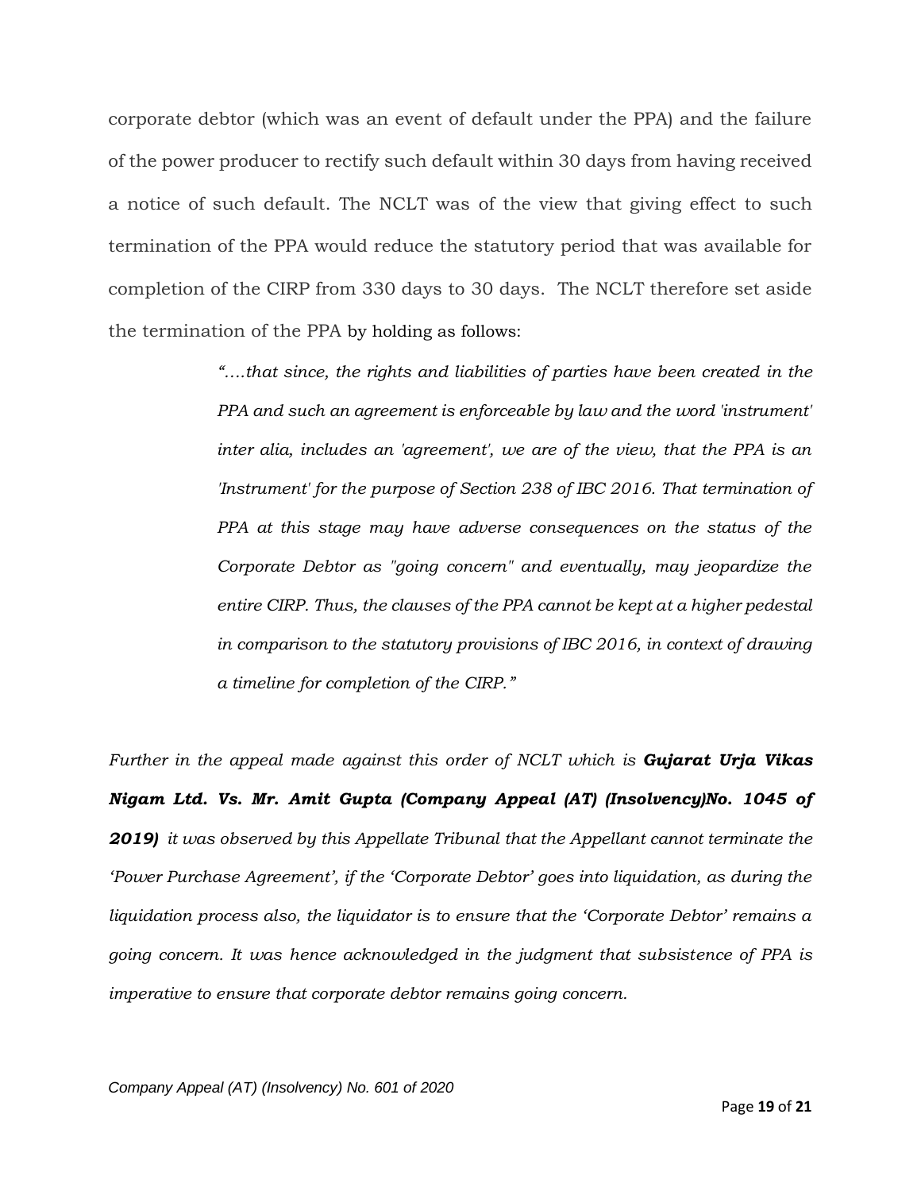corporate debtor (which was an event of default under the PPA) and the failure of the power producer to rectify such default within 30 days from having received a notice of such default. The NCLT was of the view that giving effect to such termination of the PPA would reduce the statutory period that was available for completion of the CIRP from 330 days to 30 days. The NCLT therefore set aside the termination of the PPA by holding as follows:

> *"….that since, the rights and liabilities of parties have been created in the PPA and such an agreement is enforceable by law and the word 'instrument' inter alia, includes an 'agreement', we are of the view, that the PPA is an 'Instrument' for the purpose of Section 238 of IBC 2016. That termination of PPA at this stage may have adverse consequences on the status of the Corporate Debtor as "going concern" and eventually, may jeopardize the entire CIRP. Thus, the clauses of the PPA cannot be kept at a higher pedestal in comparison to the statutory provisions of IBC 2016, in context of drawing a timeline for completion of the CIRP."*

*Further in the appeal made against this order of NCLT which is **Gujarat Urja Vikas Nigam Ltd. Vs. Mr. Amit Gupta (Company Appeal (AT) (Insolvency)No. 1045 of 2019)** it was observed by this Appellate Tribunal that the Appellant cannot terminate the 'Power Purchase Agreement', if the 'Corporate Debtor' goes into liquidation, as during the liquidation process also, the liquidator is to ensure that the 'Corporate Debtor' remains a going concern. It was hence acknowledged in the judgment that subsistence of PPA is imperative to ensure that corporate debtor remains going concern.*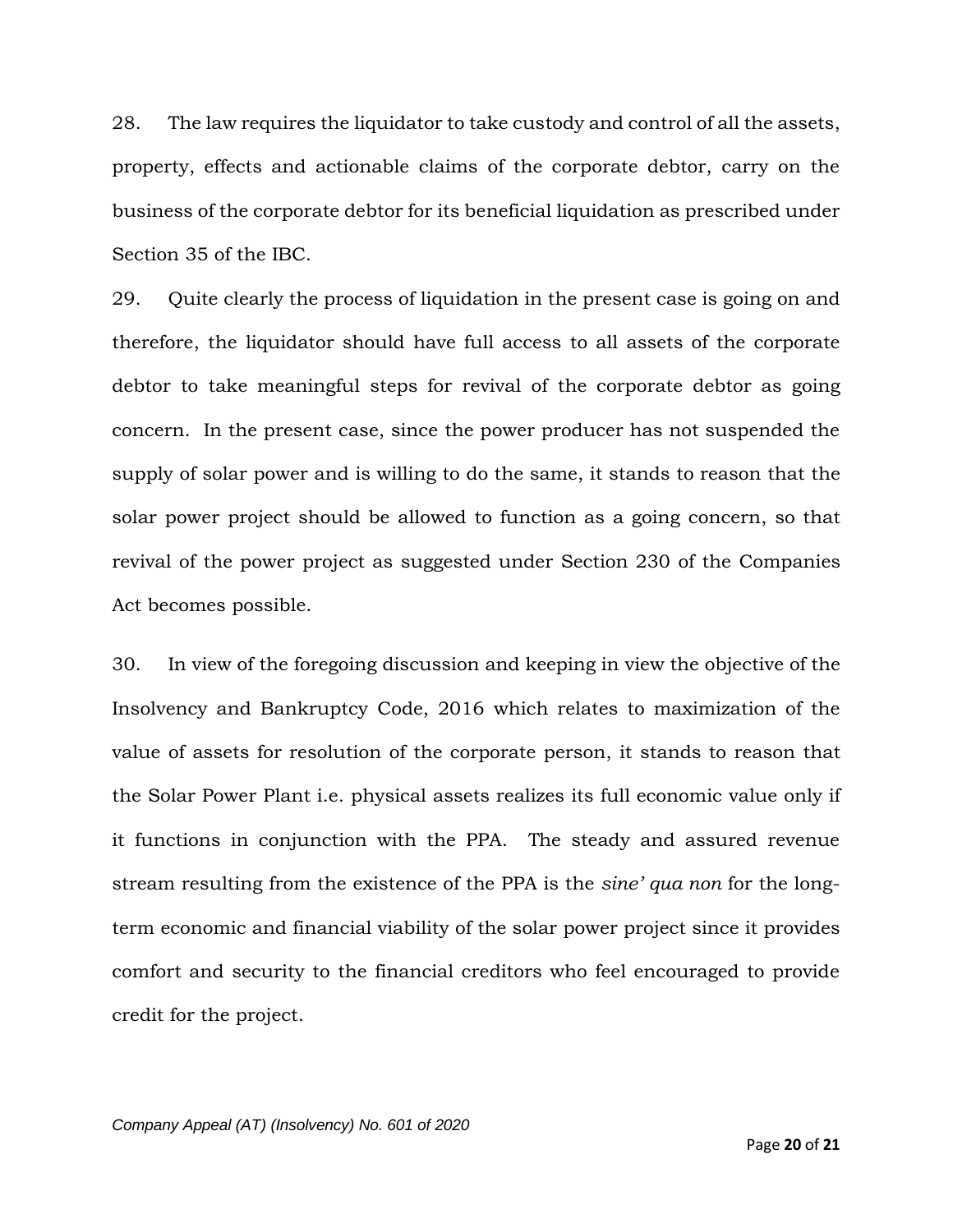28. The law requires the liquidator to take custody and control of all the assets, property, effects and actionable claims of the corporate debtor, carry on the business of the corporate debtor for its beneficial liquidation as prescribed under Section 35 of the IBC.

29. Quite clearly the process of liquidation in the present case is going on and therefore, the liquidator should have full access to all assets of the corporate debtor to take meaningful steps for revival of the corporate debtor as going concern. In the present case, since the power producer has not suspended the supply of solar power and is willing to do the same, it stands to reason that the solar power project should be allowed to function as a going concern, so that revival of the power project as suggested under Section 230 of the Companies Act becomes possible.

30. In view of the foregoing discussion and keeping in view the objective of the Insolvency and Bankruptcy Code, 2016 which relates to maximization of the value of assets for resolution of the corporate person, it stands to reason that the Solar Power Plant i.e. physical assets realizes its full economic value only if it functions in conjunction with the PPA. The steady and assured revenue stream resulting from the existence of the PPA is the *sine' qua non* for the long-term economic and financial viability of the solar power project since it provides comfort and security to the financial creditors who feel encouraged to provide credit for the project.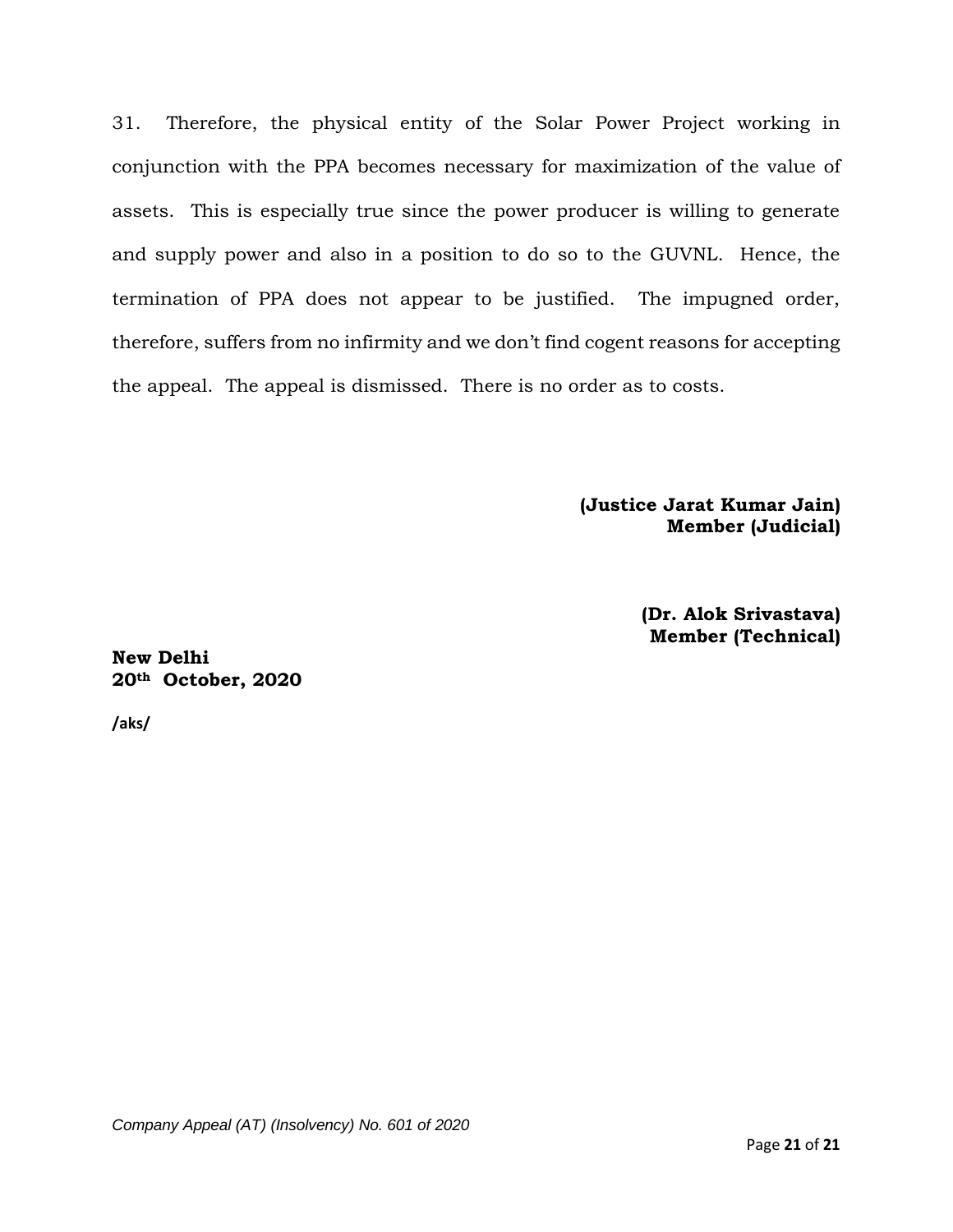31. Therefore, the physical entity of the Solar Power Project working in conjunction with the PPA becomes necessary for maximization of the value of assets. This is especially true since the power producer is willing to generate and supply power and also in a position to do so to the GUVNL. Hence, the termination of PPA does not appear to be justified. The impugned order, therefore, suffers from no infirmity and we don't find cogent reasons for accepting the appeal. The appeal is dismissed. There is no order as to costs.

**(Justice Jarat Kumar Jain)**
**Member (Judicial)**

**(Dr. Alok Srivastava)**
**Member (Technical)**

**New Delhi**
**20th October, 2020**

**/aks/**